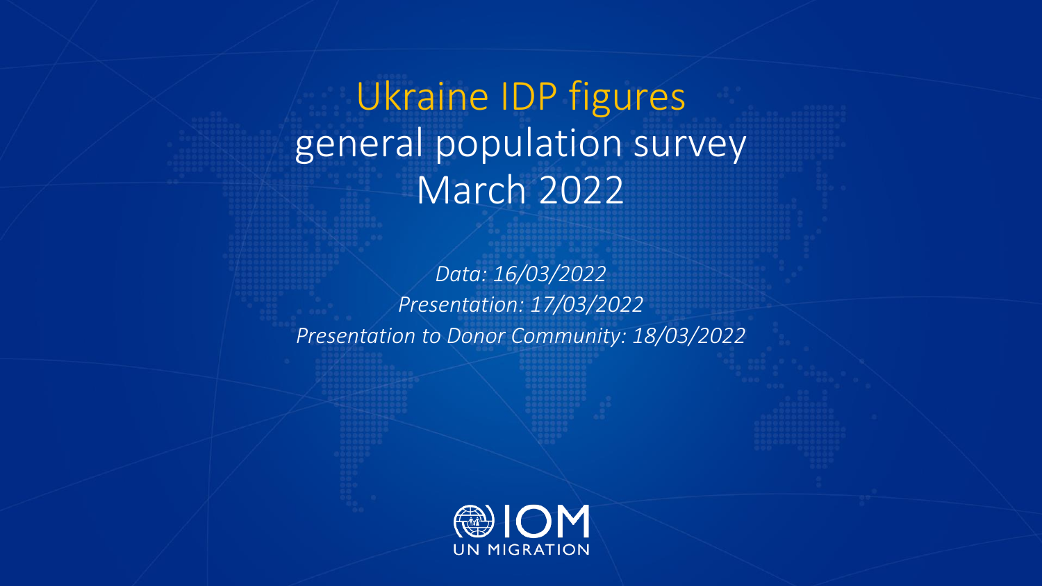# Ukraine IDP figures
# general population survey
# March 2022

*Data: 16/03/2022*

*Presentation: 17/03/2022*

*Presentation to Donor Community: 18/03/2022*

IOM
UN MIGRATION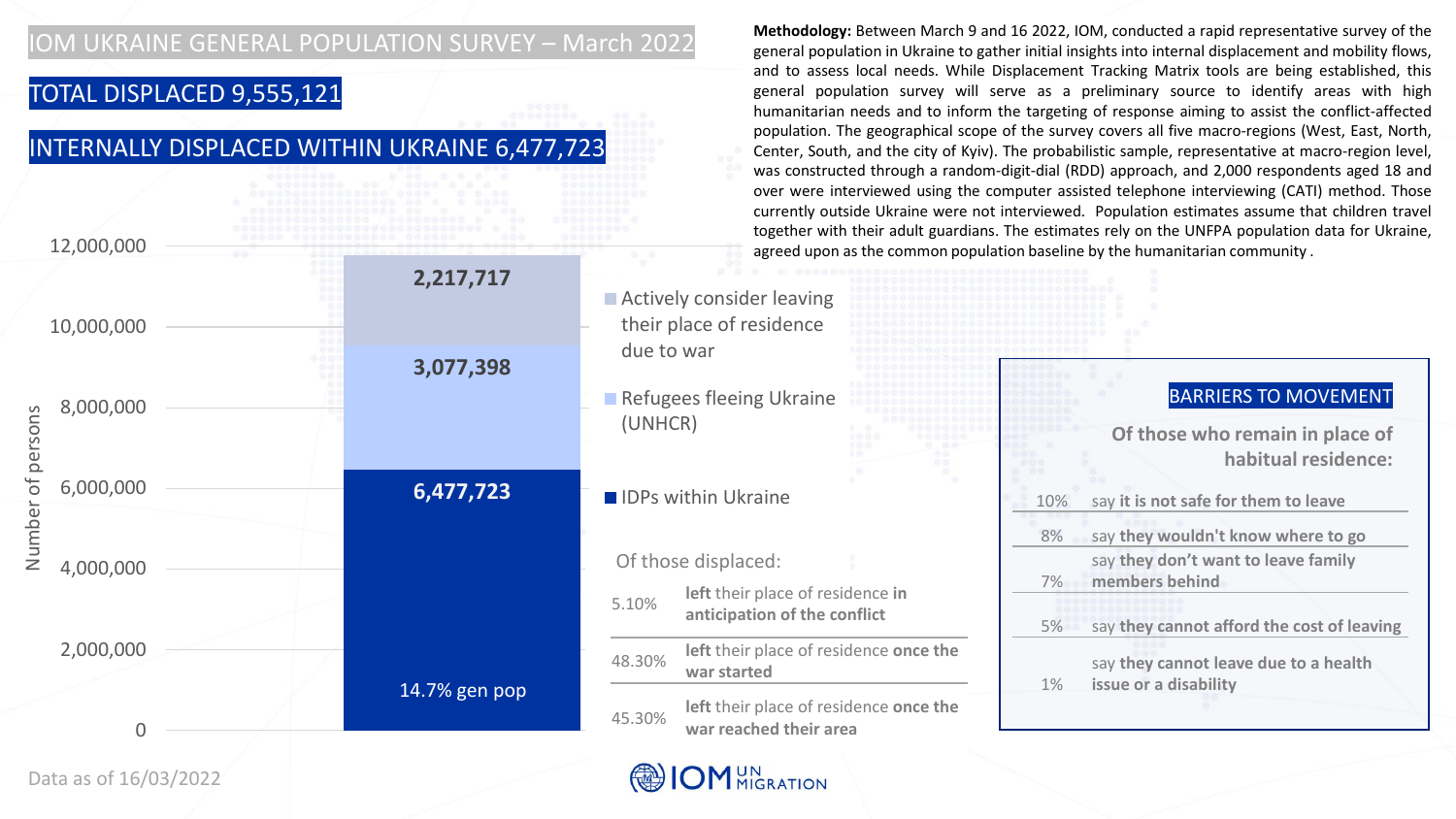# IOM UKRAINE GENERAL POPULATION SURVEY – March 2022

## TOTAL DISPLACED 9,555,121

## INTERNALLY DISPLACED WITHIN UKRAINE 6,477,723

**Methodology:** Between March 9 and 16 2022, IOM, conducted a rapid representative survey of the general population in Ukraine to gather initial insights into internal displacement and mobility flows, and to assess local needs. While Displacement Tracking Matrix tools are being established, this general population survey will serve as a preliminary source to identify areas with high humanitarian needs and to inform the targeting of response aiming to assist the conflict-affected population. The geographical scope of the survey covers all five macro-regions (West, East, North, Center, South, and the city of Kyiv). The probabilistic sample, representative at macro-region level, was constructed through a random-digit-dial (RDD) approach, and 2,000 respondents aged 18 and over were interviewed using the computer assisted telephone interviewing (CATI) method. Those currently outside Ukraine were not interviewed. Population estimates assume that children travel together with their adult guardians. The estimates rely on the UNFPA population data for Ukraine, agreed upon as the common population baseline by the humanitarian community .

| Category | Number of persons |
|---|---|
| Actively consider leaving their place of residence due to war | 2,217,717 |
| Refugees fleeing Ukraine (UNHCR) | 3,077,398 |
| IDPs within Ukraine | 6,477,723 (14.7% gen pop) |

Of those displaced:

| | |
|---|---|
| 5.10% | **left** their place of residence **in anticipation of the conflict** |
| 48.30% | **left** their place of residence **once the war started** |
| 45.30% | **left** their place of residence **once the war reached their area** |

### BARRIERS TO MOVEMENT

**Of those who remain in place of habitual residence:**

| | |
|---|---|
| 10% | say **it is not safe for them to leave** |
| 8% | say **they wouldn't know where to go** |
| 7% | say **they don't want to leave family members behind** |
| 5% | say **they cannot afford the cost of leaving** |
| 1% | say **they cannot leave due to a health issue or a disability** |

Data as of 16/03/2022

IOM UN MIGRATION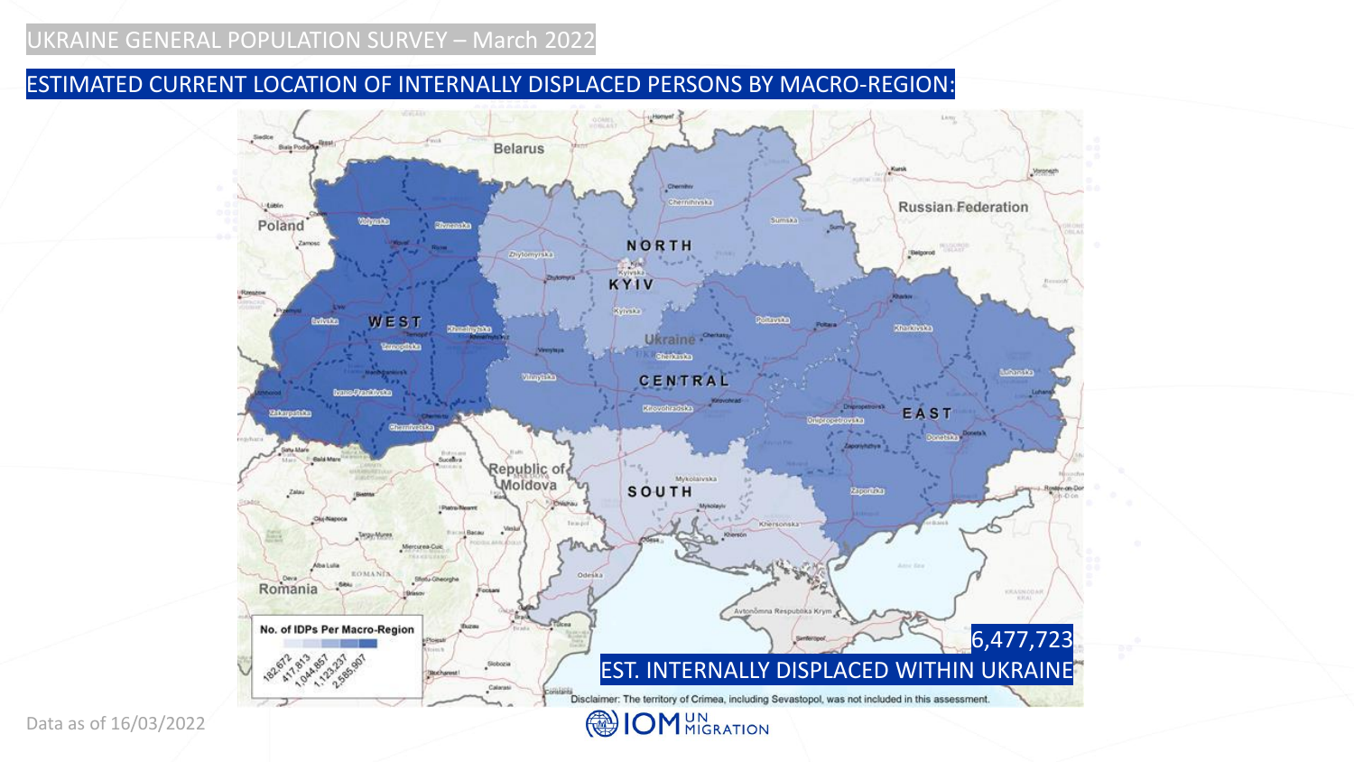UKRAINE GENERAL POPULATION SURVEY – March 2022

## ESTIMATED CURRENT LOCATION OF INTERNALLY DISPLACED PERSONS BY MACRO-REGION:

No. of IDPs Per Macro-Region

| Legend |
|---|
| 182,672 |
| 417,813 |
| 1,044,857 |
| 1,123,237 |
| 2,585,907 |

Macro-regions: NORTH, KYIV, WEST, CENTRAL, EAST, SOUTH

**6,477,723**

**EST. INTERNALLY DISPLACED WITHIN UKRAINE**

Disclaimer: The territory of Crimea, including Sevastopol, was not included in this assessment.

Data as of 16/03/2022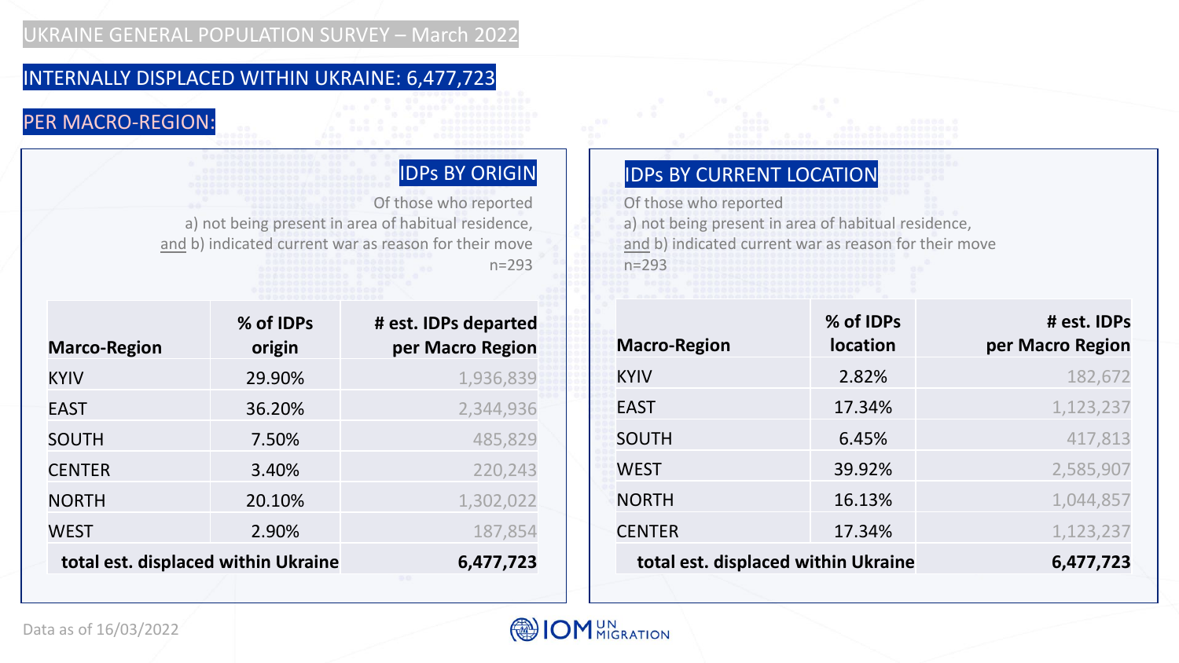# UKRAINE GENERAL POPULATION SURVEY – March 2022

## INTERNALLY DISPLACED WITHIN UKRAINE: 6,477,723

## PER MACRO-REGION:

### IDPs BY ORIGIN

Of those who reported
a) not being present in area of habitual residence,
and b) indicated current war as reason for their move
n=293

| Marco-Region | % of IDPs origin | # est. IDPs departed per Macro Region |
|---|---|---|
| KYIV | 29.90% | 1,936,839 |
| EAST | 36.20% | 2,344,936 |
| SOUTH | 7.50% | 485,829 |
| CENTER | 3.40% | 220,243 |
| NORTH | 20.10% | 1,302,022 |
| WEST | 2.90% | 187,854 |
| **total est. displaced within Ukraine** | | **6,477,723** |

### IDPs BY CURRENT LOCATION

Of those who reported
a) not being present in area of habitual residence,
and b) indicated current war as reason for their move
n=293

| Macro-Region | % of IDPs location | # est. IDPs per Macro Region |
|---|---|---|
| KYIV | 2.82% | 182,672 |
| EAST | 17.34% | 1,123,237 |
| SOUTH | 6.45% | 417,813 |
| WEST | 39.92% | 2,585,907 |
| NORTH | 16.13% | 1,044,857 |
| CENTER | 17.34% | 1,123,237 |
| **total est. displaced within Ukraine** | | **6,477,723** |

Data as of 16/03/2022

IOM UN MIGRATION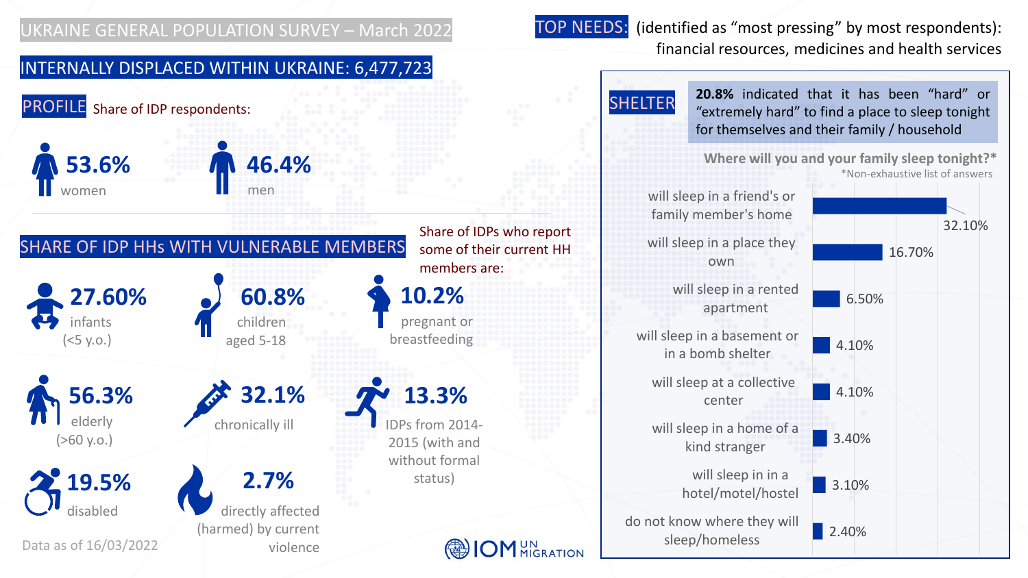# UKRAINE GENERAL POPULATION SURVEY – March 2022

## INTERNALLY DISPLACED WITHIN UKRAINE: 6,477,723

### PROFILE

Share of IDP respondents:

- **53.6%** women
- **46.4%** men

### SHARE OF IDP HHs WITH VULNERABLE MEMBERS

Share of IDPs who report some of their current HH members are:

- **27.60%** infants (<5 y.o.)
- **60.8%** children aged 5-18
- **10.2%** pregnant or breastfeeding
- **56.3%** elderly (>60 y.o.)
- **32.1%** chronically ill
- **13.3%** IDPs from 2014-2015 (with and without formal status)
- **19.5%** disabled
- **2.7%** directly affected (harmed) by current violence

Data as of 16/03/2022

### TOP NEEDS:

(identified as "most pressing" by most respondents): financial resources, medicines and health services

### SHELTER

**20.8%** indicated that it has been "hard" or "extremely hard" to find a place to sleep tonight for themselves and their family / household

**Where will you and your family sleep tonight?***

*Non-exhaustive list of answers

| Answer | Share |
|---|---|
| will sleep in a friend's or family member's home | 32.10% |
| will sleep in a place they own | 16.70% |
| will sleep in a rented apartment | 6.50% |
| will sleep in a basement or in a bomb shelter | 4.10% |
| will sleep at a collective center | 4.10% |
| will sleep in a home of a kind stranger | 3.40% |
| will sleep in in a hotel/motel/hostel | 3.10% |
| do not know where they will sleep/homeless | 2.40% |

IOM UN MIGRATION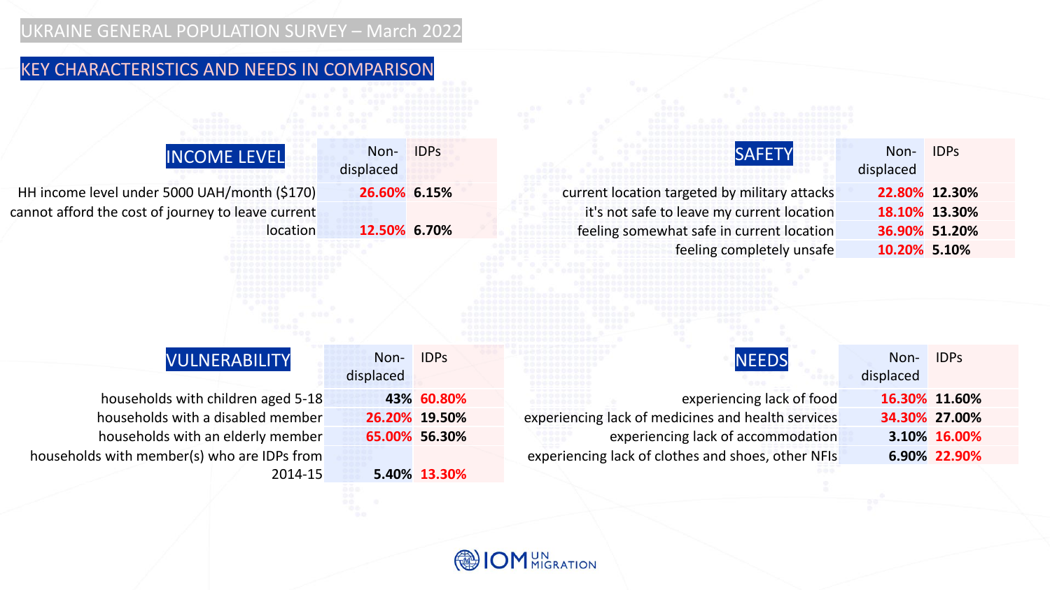# UKRAINE GENERAL POPULATION SURVEY – March 2022

## KEY CHARACTERISTICS AND NEEDS IN COMPARISON

### INCOME LEVEL

| INCOME LEVEL | Non-displaced | IDPs |
| --- | --- | --- |
| HH income level under 5000 UAH/month ($170) | **26.60%** | **6.15%** |
| cannot afford the cost of journey to leave current location | **12.50%** | **6.70%** |

### SAFETY

| SAFETY | Non-displaced | IDPs |
| --- | --- | --- |
| current location targeted by military attacks | **22.80%** | **12.30%** |
| it's not safe to leave my current location | **18.10%** | **13.30%** |
| feeling somewhat safe in current location | **36.90%** | **51.20%** |
| feeling completely unsafe | **10.20%** | **5.10%** |

### VULNERABILITY

| VULNERABILITY | Non-displaced | IDPs |
| --- | --- | --- |
| households with children aged 5-18 | **43%** | **60.80%** |
| households with a disabled member | **26.20%** | **19.50%** |
| households with an elderly member | **65.00%** | **56.30%** |
| households with member(s) who are IDPs from 2014-15 | **5.40%** | **13.30%** |

### NEEDS

| NEEDS | Non-displaced | IDPs |
| --- | --- | --- |
| experiencing lack of food | **16.30%** | **11.60%** |
| experiencing lack of medicines and health services | **34.30%** | **27.00%** |
| experiencing lack of accommodation | **3.10%** | **16.00%** |
| experiencing lack of clothes and shoes, other NFIs | **6.90%** | **22.90%** |

IOM UN MIGRATION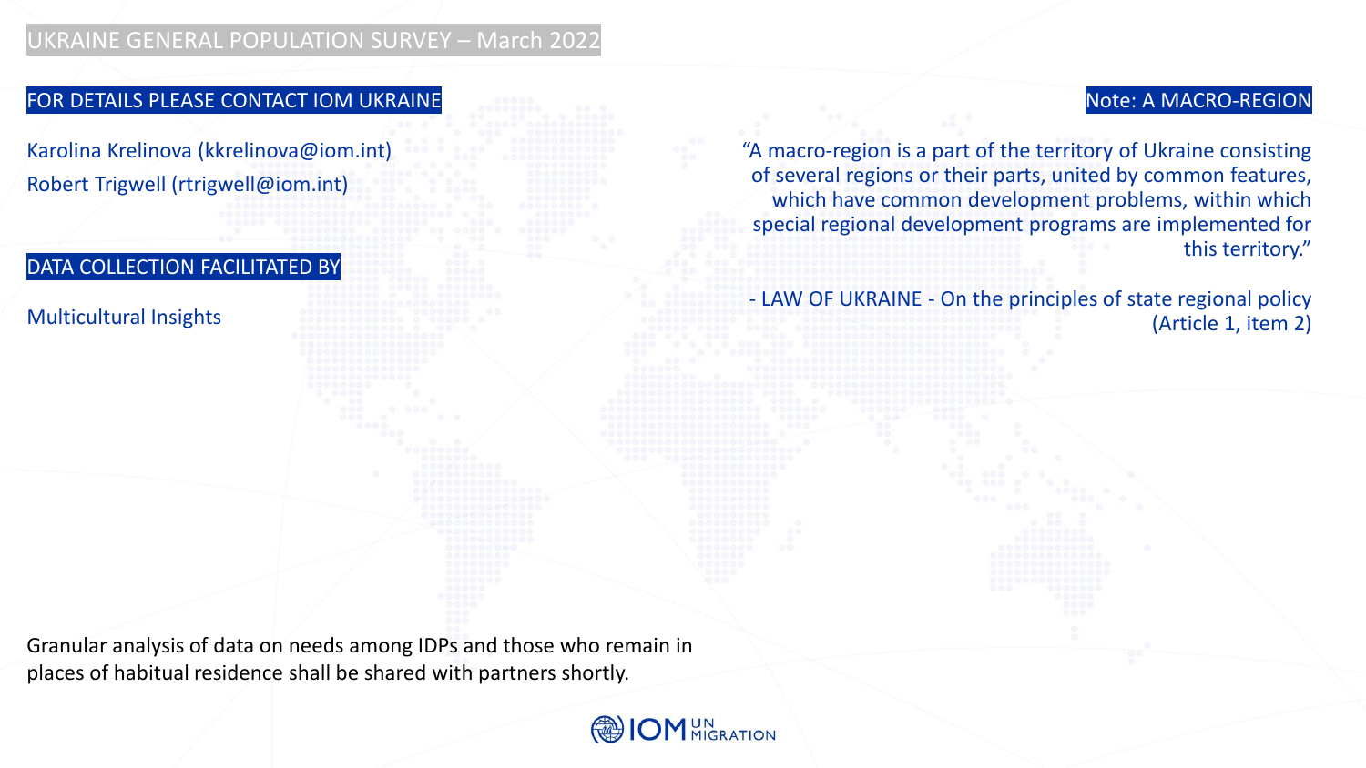# UKRAINE GENERAL POPULATION SURVEY – March 2022

## FOR DETAILS PLEASE CONTACT IOM UKRAINE

Karolina Krelinova (kkrelinova@iom.int)

Robert Trigwell (rtrigwell@iom.int)

## DATA COLLECTION FACILITATED BY

Multicultural Insights

## Note: A MACRO-REGION

"A macro-region is a part of the territory of Ukraine consisting of several regions or their parts, united by common features, which have common development problems, within which special regional development programs are implemented for this territory."

- LAW OF UKRAINE - On the principles of state regional policy (Article 1, item 2)

Granular analysis of data on needs among IDPs and those who remain in places of habitual residence shall be shared with partners shortly.

IOM UN MIGRATION